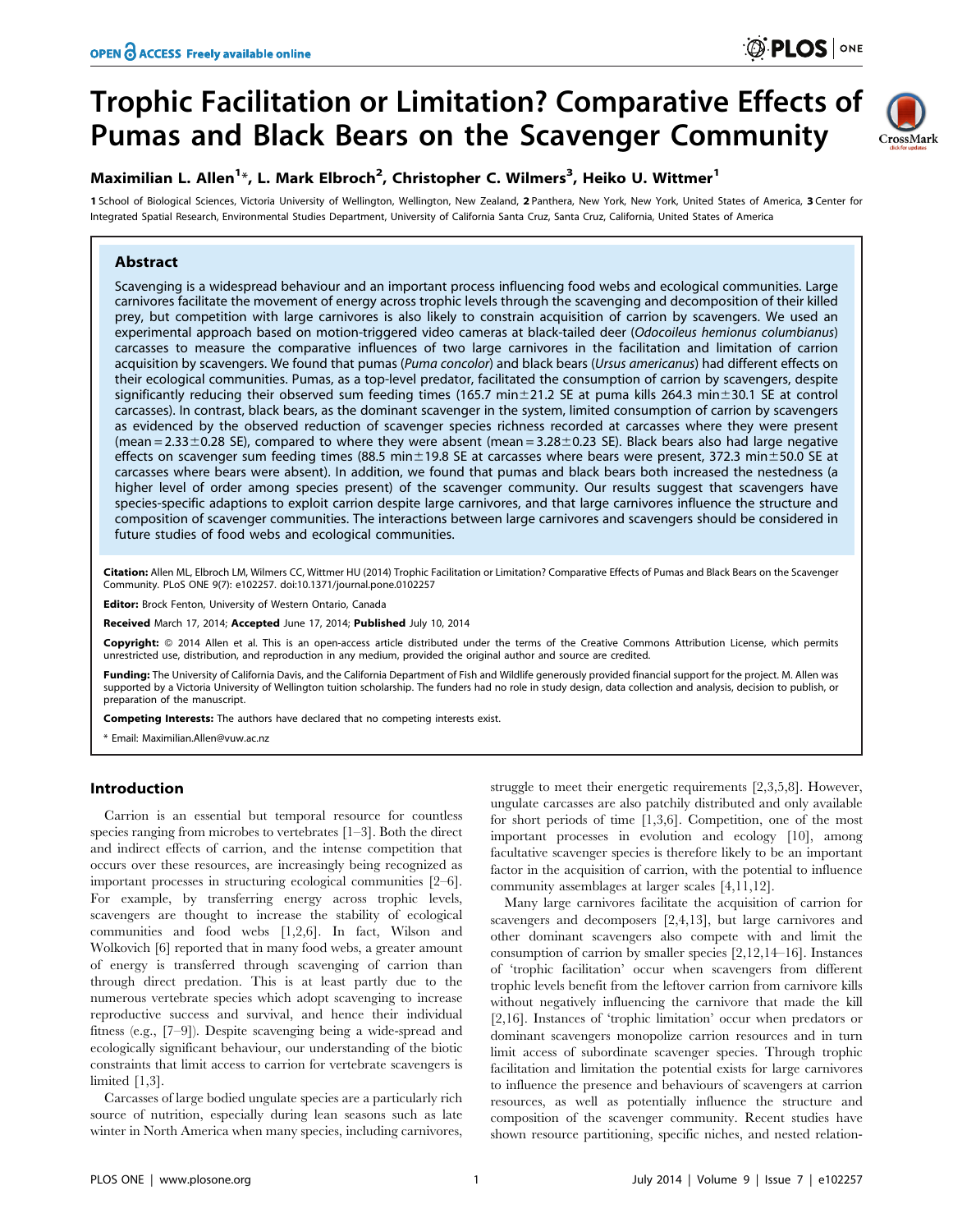# Trophic Facilitation or Limitation? Comparative Effects of Pumas and Black Bears on the Scavenger Community

**Maximilian L. Allen[1]\*, L. Mark Elbroch[2], Christopher C. Wilmers[3], Heiko U. Wittmer[1]**

1 School of Biological Sciences, Victoria University of Wellington, Wellington, New Zealand, 2 Panthera, New York, New York, United States of America, 3 Center for Integrated Spatial Research, Environmental Studies Department, University of California Santa Cruz, Santa Cruz, California, United States of America

## Abstract

Scavenging is a widespread behaviour and an important process influencing food webs and ecological communities. Large carnivores facilitate the movement of energy across trophic levels through the scavenging and decomposition of their killed prey, but competition with large carnivores is also likely to constrain acquisition of carrion by scavengers. We used an experimental approach based on motion-triggered video cameras at black-tailed deer (*Odocoileus hemionus columbianus*) carcasses to measure the comparative influences of two large carnivores in the facilitation and limitation of carrion acquisition by scavengers. We found that pumas (*Puma concolor*) and black bears (*Ursus americanus*) had different effects on their ecological communities. Pumas, as a top-level predator, facilitated the consumption of carrion by scavengers, despite significantly reducing their observed sum feeding times (165.7 min±21.2 SE at puma kills 264.3 min±30.1 SE at control carcasses). In contrast, black bears, as the dominant scavenger in the system, limited consumption of carrion by scavengers as evidenced by the observed reduction of scavenger species richness recorded at carcasses where they were present (mean = 2.33±0.28 SE), compared to where they were absent (mean = 3.28±0.23 SE). Black bears also had large negative effects on scavenger sum feeding times (88.5 min±19.8 SE at carcasses where bears were present, 372.3 min±50.0 SE at carcasses where bears were absent). In addition, we found that pumas and black bears both increased the nestedness (a higher level of order among species present) of the scavenger community. Our results suggest that scavengers have species-specific adaptions to exploit carrion despite large carnivores, and that large carnivores influence the structure and composition of scavenger communities. The interactions between large carnivores and scavengers should be considered in future studies of food webs and ecological communities.

**Citation:** Allen ML, Elbroch LM, Wilmers CC, Wittmer HU (2014) Trophic Facilitation or Limitation? Comparative Effects of Pumas and Black Bears on the Scavenger Community. PLoS ONE 9(7): e102257. doi:10.1371/journal.pone.0102257

**Editor:** Brock Fenton, University of Western Ontario, Canada

**Received** March 17, 2014; **Accepted** June 17, 2014; **Published** July 10, 2014

**Copyright:** © 2014 Allen et al. This is an open-access article distributed under the terms of the Creative Commons Attribution License, which permits unrestricted use, distribution, and reproduction in any medium, provided the original author and source are credited.

**Funding:** The University of California Davis, and the California Department of Fish and Wildlife generously provided financial support for the project. M. Allen was supported by a Victoria University of Wellington tuition scholarship. The funders had no role in study design, data collection and analysis, decision to publish, or preparation of the manuscript.

**Competing Interests:** The authors have declared that no competing interests exist.

\* Email: Maximilian.Allen@vuw.ac.nz

## Introduction

Carrion is an essential but temporal resource for countless species ranging from microbes to vertebrates [1–3]. Both the direct and indirect effects of carrion, and the intense competition that occurs over these resources, are increasingly being recognized as important processes in structuring ecological communities [2–6]. For example, by transferring energy across trophic levels, scavengers are thought to increase the stability of ecological communities and food webs [1,2,6]. In fact, Wilson and Wolkovich [6] reported that in many food webs, a greater amount of energy is transferred through scavenging of carrion than through direct predation. This is at least partly due to the numerous vertebrate species which adopt scavenging to increase reproductive success and survival, and hence their individual fitness (e.g., [7–9]). Despite scavenging being a wide-spread and ecologically significant behaviour, our understanding of the biotic constraints that limit access to carrion for vertebrate scavengers is limited [1,3].

Carcasses of large bodied ungulate species are a particularly rich source of nutrition, especially during lean seasons such as late winter in North America when many species, including carnivores, struggle to meet their energetic requirements [2,3,5,8]. However, ungulate carcasses are also patchily distributed and only available for short periods of time [1,3,6]. Competition, one of the most important processes in evolution and ecology [10], among facultative scavenger species is therefore likely to be an important factor in the acquisition of carrion, with the potential to influence community assemblages at larger scales [4,11,12].

Many large carnivores facilitate the acquisition of carrion for scavengers and decomposers [2,4,13], but large carnivores and other dominant scavengers also compete with and limit the consumption of carrion by smaller species [2,12,14–16]. Instances of 'trophic facilitation' occur when scavengers from different trophic levels benefit from the leftover carrion from carnivore kills without negatively influencing the carnivore that made the kill [2,16]. Instances of 'trophic limitation' occur when predators or dominant scavengers monopolize carrion resources and in turn limit access of subordinate scavenger species. Through trophic facilitation and limitation the potential exists for large carnivores to influence the presence and behaviours of scavengers at carrion resources, as well as potentially influence the structure and composition of the scavenger community. Recent studies have shown resource partitioning, specific niches, and nested relation-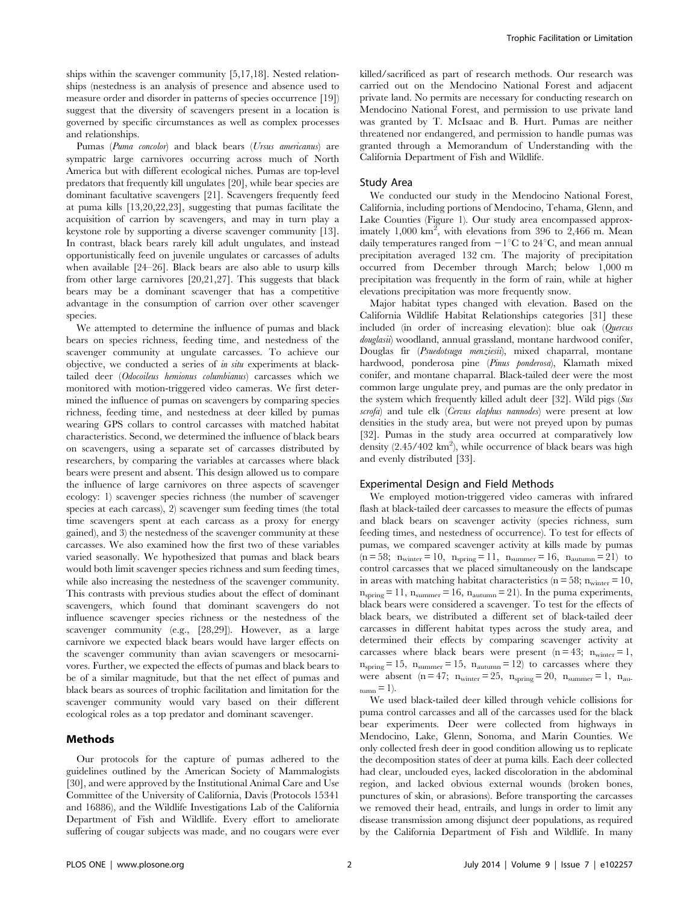ships within the scavenger community [5,17,18]. Nested relationships (nestedness is an analysis of presence and absence used to measure order and disorder in patterns of species occurrence [19]) suggest that the diversity of scavengers present in a location is governed by specific circumstances as well as complex processes and relationships.

Pumas (*Puma concolor*) and black bears (*Ursus americanus*) are sympatric large carnivores occurring across much of North America but with different ecological niches. Pumas are top-level predators that frequently kill ungulates [20], while bear species are dominant facultative scavengers [21]. Scavengers frequently feed at puma kills [13,20,22,23], suggesting that pumas facilitate the acquisition of carrion by scavengers, and may in turn play a keystone role by supporting a diverse scavenger community [13]. In contrast, black bears rarely kill adult ungulates, and instead opportunistically feed on juvenile ungulates or carcasses of adults when available [24–26]. Black bears are also able to usurp kills from other large carnivores [20,21,27]. This suggests that black bears may be a dominant scavenger that has a competitive advantage in the consumption of carrion over other scavenger species.

We attempted to determine the influence of pumas and black bears on species richness, feeding time, and nestedness of the scavenger community at ungulate carcasses. To achieve our objective, we conducted a series of *in situ* experiments at black-tailed deer (*Odocoileus hemionus columbianus*) carcasses which we monitored with motion-triggered video cameras. We first determined the influence of pumas on scavengers by comparing species richness, feeding time, and nestedness at deer killed by pumas wearing GPS collars to control carcasses with matched habitat characteristics. Second, we determined the influence of black bears on scavengers, using a separate set of carcasses distributed by researchers, by comparing the variables at carcasses where black bears were present and absent. This design allowed us to compare the influence of large carnivores on three aspects of scavenger ecology: 1) scavenger species richness (the number of scavenger species at each carcass), 2) scavenger sum feeding times (the total time scavengers spent at each carcass as a proxy for energy gained), and 3) the nestedness of the scavenger community at these carcasses. We also examined how the first two of these variables varied seasonally. We hypothesized that pumas and black bears would both limit scavenger species richness and sum feeding times, while also increasing the nestedness of the scavenger community. This contrasts with previous studies about the effect of dominant scavengers, which found that dominant scavengers do not influence scavenger species richness or the nestedness of the scavenger community (e.g., [28,29]). However, as a large carnivore we expected black bears would have larger effects on the scavenger community than avian scavengers or mesocarnivores. Further, we expected the effects of pumas and black bears to be of a similar magnitude, but that the net effect of pumas and black bears as sources of trophic facilitation and limitation for the scavenger community would vary based on their different ecological roles as a top predator and dominant scavenger.

## Methods

Our protocols for the capture of pumas adhered to the guidelines outlined by the American Society of Mammalogists [30], and were approved by the Institutional Animal Care and Use Committee of the University of California, Davis (Protocols 15341 and 16886), and the Wildlife Investigations Lab of the California Department of Fish and Wildlife. Every effort to ameliorate suffering of cougar subjects was made, and no cougars were ever killed/sacrificed as part of research methods. Our research was carried out on the Mendocino National Forest and adjacent private land. No permits are necessary for conducting research on Mendocino National Forest, and permission to use private land was granted by T. McIsaac and B. Hurt. Pumas are neither threatened nor endangered, and permission to handle pumas was granted through a Memorandum of Understanding with the California Department of Fish and Wildlife.

### Study Area

We conducted our study in the Mendocino National Forest, California, including portions of Mendocino, Tehama, Glenn, and Lake Counties (Figure 1). Our study area encompassed approximately 1,000 $km^2$, with elevations from 396 to 2,466 m. Mean daily temperatures ranged from $-1°C$ to $24°C$, and mean annual precipitation averaged 132 cm. The majority of precipitation occurred from December through March; below 1,000 m precipitation was frequently in the form of rain, while at higher elevations precipitation was more frequently snow.

Major habitat types changed with elevation. Based on the California Wildlife Habitat Relationships categories [31] these included (in order of increasing elevation): blue oak (*Quercus douglasii*) woodland, annual grassland, montane hardwood conifer, Douglas fir (*Psuedotsuga menziesii*), mixed chaparral, montane hardwood, ponderosa pine (*Pinus ponderosa*), Klamath mixed conifer, and montane chaparral. Black-tailed deer were the most common large ungulate prey, and pumas are the only predator in the system which frequently killed adult deer [32]. Wild pigs (*Sus scrofa*) and tule elk (*Cervus elaphus nannodes*) were present at low densities in the study area, but were not preyed upon by pumas [32]. Pumas in the study area occurred at comparatively low density (2.45/402 $km^2$), while occurrence of black bears was high and evenly distributed [33].

### Experimental Design and Field Methods

We employed motion-triggered video cameras with infrared flash at black-tailed deer carcasses to measure the effects of pumas and black bears on scavenger activity (species richness, sum feeding times, and nestedness of occurrence). To test for effects of pumas, we compared scavenger activity at kills made by pumas ($n = 58$; $n_{winter} = 10$, $n_{spring} = 11$, $n_{summer} = 16$, $n_{autumn} = 21$) to control carcasses that we placed simultaneously on the landscape in areas with matching habitat characteristics ($n = 58$; $n_{winter} = 10$, $n_{spring} = 11$, $n_{summer} = 16$, $n_{autumn} = 21$). In the puma experiments, black bears were considered a scavenger. To test for the effects of black bears, we distributed a different set of black-tailed deer carcasses in different habitat types across the study area, and determined their effects by comparing scavenger activity at carcasses where black bears were present ($n = 43$; $n_{winter} = 1$, $n_{spring} = 15$, $n_{summer} = 15$, $n_{autumn} = 12$) to carcasses where they were absent ($n = 47$; $n_{winter} = 25$, $n_{spring} = 20$, $n_{summer} = 1$, $n_{autumn} = 1$).

We used black-tailed deer killed through vehicle collisions for puma control carcasses and all of the carcasses used for the black bear experiments. Deer were collected from highways in Mendocino, Lake, Glenn, Sonoma, and Marin Counties. We only collected fresh deer in good condition allowing us to replicate the decomposition states of deer at puma kills. Each deer collected had clear, unclouded eyes, lacked discoloration in the abdominal region, and lacked obvious external wounds (broken bones, punctures of skin, or abrasions). Before transporting the carcasses we removed their head, entrails, and lungs in order to limit any disease transmission among disjunct deer populations, as required by the California Department of Fish and Wildlife. In many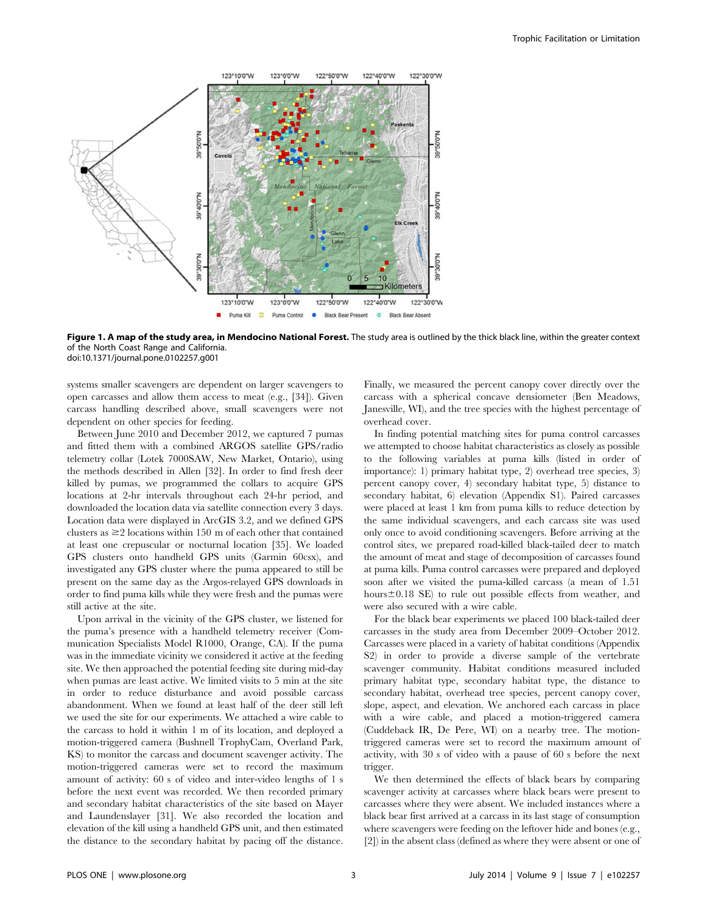**Figure 1. A map of the study area, in Mendocino National Forest.** The study area is outlined by the thick black line, within the greater context of the North Coast Range and California.
doi:10.1371/journal.pone.0102257.g001

systems smaller scavengers are dependent on larger scavengers to open carcasses and allow them access to meat (e.g., [34]). Given carcass handling described above, small scavengers were not dependent on other species for feeding.

Between June 2010 and December 2012, we captured 7 pumas and fitted them with a combined ARGOS satellite GPS/radio telemetry collar (Lotek 7000SAW, New Market, Ontario), using the methods described in Allen [32]. In order to find fresh deer killed by pumas, we programmed the collars to acquire GPS locations at 2-hr intervals throughout each 24-hr period, and downloaded the location data via satellite connection every 3 days. Location data were displayed in ArcGIS 3.2, and we defined GPS clusters as $\geq$2 locations within 150 m of each other that contained at least one crepuscular or nocturnal location [35]. We loaded GPS clusters onto handheld GPS units (Garmin 60csx), and investigated any GPS cluster where the puma appeared to still be present on the same day as the Argos-relayed GPS downloads in order to find puma kills while they were fresh and the pumas were still active at the site.

Upon arrival in the vicinity of the GPS cluster, we listened for the puma's presence with a handheld telemetry receiver (Communication Specialists Model R1000, Orange, CA). If the puma was in the immediate vicinity we considered it active at the feeding site. We then approached the potential feeding site during mid-day when pumas are least active. We limited visits to 5 min at the site in order to reduce disturbance and avoid possible carcass abandonment. When we found at least half of the deer still left we used the site for our experiments. We attached a wire cable to the carcass to hold it within 1 m of its location, and deployed a motion-triggered camera (Bushnell TrophyCam, Overland Park, KS) to monitor the carcass and document scavenger activity. The motion-triggered cameras were set to record the maximum amount of activity: 60 s of video and inter-video lengths of 1 s before the next event was recorded. We then recorded primary and secondary habitat characteristics of the site based on Mayer and Laundenslayer [31]. We also recorded the location and elevation of the kill using a handheld GPS unit, and then estimated the distance to the secondary habitat by pacing off the distance. Finally, we measured the percent canopy cover directly over the carcass with a spherical concave densiometer (Ben Meadows, Janesville, WI), and the tree species with the highest percentage of overhead cover.

In finding potential matching sites for puma control carcasses we attempted to choose habitat characteristics as closely as possible to the following variables at puma kills (listed in order of importance): 1) primary habitat type, 2) overhead tree species, 3) percent canopy cover, 4) secondary habitat type, 5) distance to secondary habitat, 6) elevation (Appendix S1). Paired carcasses were placed at least 1 km from puma kills to reduce detection by the same individual scavengers, and each carcass site was used only once to avoid conditioning scavengers. Before arriving at the control sites, we prepared road-killed black-tailed deer to match the amount of meat and stage of decomposition of carcasses found at puma kills. Puma control carcasses were prepared and deployed soon after we visited the puma-killed carcass (a mean of 1.51 hours$\pm$0.18 SE) to rule out possible effects from weather, and were also secured with a wire cable.

For the black bear experiments we placed 100 black-tailed deer carcasses in the study area from December 2009–October 2012. Carcasses were placed in a variety of habitat conditions (Appendix S2) in order to provide a diverse sample of the vertebrate scavenger community. Habitat conditions measured included primary habitat type, secondary habitat type, the distance to secondary habitat, overhead tree species, percent canopy cover, slope, aspect, and elevation. We anchored each carcass in place with a wire cable, and placed a motion-triggered camera (Cuddeback IR, De Pere, WI) on a nearby tree. The motion-triggered cameras were set to record the maximum amount of activity, with 30 s of video with a pause of 60 s before the next trigger.

We then determined the effects of black bears by comparing scavenger activity at carcasses where black bears were present to carcasses where they were absent. We included instances where a black bear first arrived at a carcass in its last stage of consumption where scavengers were feeding on the leftover hide and bones (e.g., [2]) in the absent class (defined as where they were absent or one of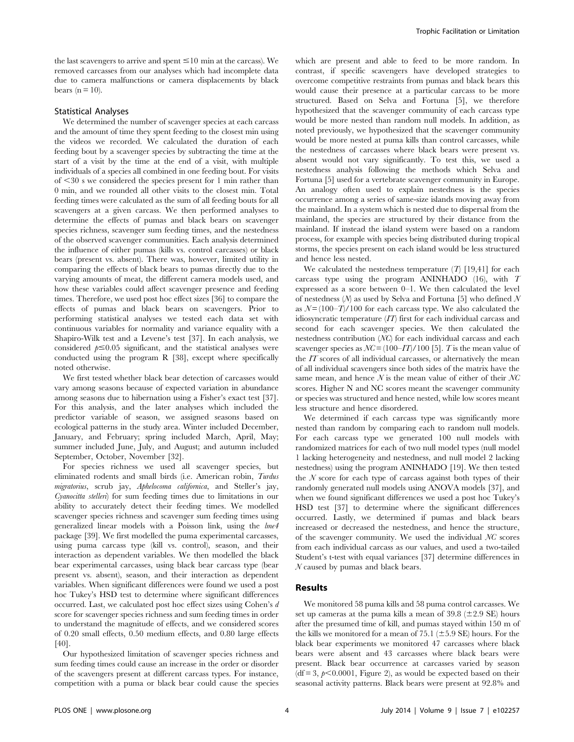the last scavengers to arrive and spent ≤10 min at the carcass). We removed carcasses from our analyses which had incomplete data due to camera malfunctions or camera displacements by black bears (n = 10).

### Statistical Analyses

We determined the number of scavenger species at each carcass and the amount of time they spent feeding to the closest min using the videos we recorded. We calculated the duration of each feeding bout by a scavenger species by subtracting the time at the start of a visit by the time at the end of a visit, with multiple individuals of a species all combined in one feeding bout. For visits of <30 s we considered the species present for 1 min rather than 0 min, and we rounded all other visits to the closest min. Total feeding times were calculated as the sum of all feeding bouts for all scavengers at a given carcass. We then performed analyses to determine the effects of pumas and black bears on scavenger species richness, scavenger sum feeding times, and the nestedness of the observed scavenger communities. Each analysis determined the influence of either pumas (kills vs. control carcasses) or black bears (present vs. absent). There was, however, limited utility in comparing the effects of black bears to pumas directly due to the varying amounts of meat, the different camera models used, and how these variables could affect scavenger presence and feeding times. Therefore, we used post hoc effect sizes [36] to compare the effects of pumas and black bears on scavengers. Prior to performing statistical analyses we tested each data set with continuous variables for normality and variance equality with a Shapiro-Wilk test and a Levene's test [37]. In each analysis, we considered $p \leq 0.05$ significant, and the statistical analyses were conducted using the program R [38], except where specifically noted otherwise.

We first tested whether black bear detection of carcasses would vary among seasons because of expected variation in abundance among seasons due to hibernation using a Fisher's exact test [37]. For this analysis, and the later analyses which included the predictor variable of season, we assigned seasons based on ecological patterns in the study area. Winter included December, January, and February; spring included March, April, May; summer included June, July, and August; and autumn included September, October, November [32].

For species richness we used all scavenger species, but eliminated rodents and small birds (i.e. American robin, *Turdus migratorius*, scrub jay, *Aphelocoma californica*, and Steller's jay, *Cyanocitta stelleri*) for sum feeding times due to limitations in our ability to accurately detect their feeding times. We modelled scavenger species richness and scavenger sum feeding times using generalized linear models with a Poisson link, using the *lme4* package [39]. We first modelled the puma experimental carcasses, using puma carcass type (kill vs. control), season, and their interaction as dependent variables. We then modelled the black bear experimental carcasses, using black bear carcass type (bear present vs. absent), season, and their interaction as dependent variables. When significant differences were found we used a post hoc Tukey's HSD test to determine where significant differences occurred. Last, we calculated post hoc effect sizes using Cohen's $d$ score for scavenger species richness and sum feeding times in order to understand the magnitude of effects, and we considered scores of 0.20 small effects, 0.50 medium effects, and 0.80 large effects [40].

Our hypothesized limitation of scavenger species richness and sum feeding times could cause an increase in the order or disorder of the scavengers present at different carcass types. For instance, competition with a puma or black bear could cause the species which are present and able to feed to be more random. In contrast, if specific scavengers have developed strategies to overcome competitive restraints from pumas and black bears this would cause their presence at a particular carcass to be more structured. Based on Selva and Fortuna [5], we therefore hypothesized that the scavenger community of each carcass type would be more nested than random null models. In addition, as noted previously, we hypothesized that the scavenger community would be more nested at puma kills than control carcasses, while the nestedness of carcasses where black bears were present vs. absent would not vary significantly. To test this, we used a nestedness analysis following the methods which Selva and Fortuna [5] used for a vertebrate scavenger community in Europe. An analogy often used to explain nestedness is the species occurrence among a series of same-size islands moving away from the mainland. In a system which is nested due to dispersal from the mainland, the species are structured by their distance from the mainland. If instead the island system were based on a random process, for example with species being distributed during tropical storms, the species present on each island would be less structured and hence less nested.

We calculated the nestedness temperature ($T$) [19,41] for each carcass type using the program ANINHADO (16), with $T$ expressed as a score between 0–1. We then calculated the level of nestedness ($N$) as used by Selva and Fortuna [5] who defined $N$ as $N = (100–T)/100$ for each carcass type. We also calculated the idiosyncratic temperature ($IT$) first for each individual carcass and second for each scavenger species. We then calculated the nestedness contribution ($NC$) for each individual carcass and each scavenger species as $NC = (100–IT)/100$ [5]. $T$ is the mean value of the $IT$ scores of all individual carcasses, or alternatively the mean of all individual scavengers since both sides of the matrix have the same mean, and hence $N$ is the mean value of either of their $NC$ scores. Higher N and NC scores meant the scavenger community or species was structured and hence nested, while low scores meant less structure and hence disordered.

We determined if each carcass type was significantly more nested than random by comparing each to random null models. For each carcass type we generated 100 null models with randomized matrices for each of two null model types (null model 1 lacking heterogeneity and nestedness, and null model 2 lacking nestedness) using the program ANINHADO [19]. We then tested the $N$ score for each type of carcass against both types of their randomly generated null models using ANOVA models [37], and when we found significant differences we used a post hoc Tukey's HSD test [37] to determine where the significant differences occurred. Lastly, we determined if pumas and black bears increased or decreased the nestedness, and hence the structure, of the scavenger community. We used the individual $NC$ scores from each individual carcass as our values, and used a two-tailed Student's t-test with equal variances [37] determine differences in $N$ caused by pumas and black bears.

## Results

We monitored 58 puma kills and 58 puma control carcasses. We set up cameras at the puma kills a mean of 39.8 (±2.9 SE) hours after the presumed time of kill, and pumas stayed within 150 m of the kills we monitored for a mean of 75.1 (±5.9 SE) hours. For the black bear experiments we monitored 47 carcasses where black bears were absent and 43 carcasses where black bears were present. Black bear occurrence at carcasses varied by season (df = 3, $p < 0.0001$, Figure 2), as would be expected based on their seasonal activity patterns. Black bears were present at 92.8% and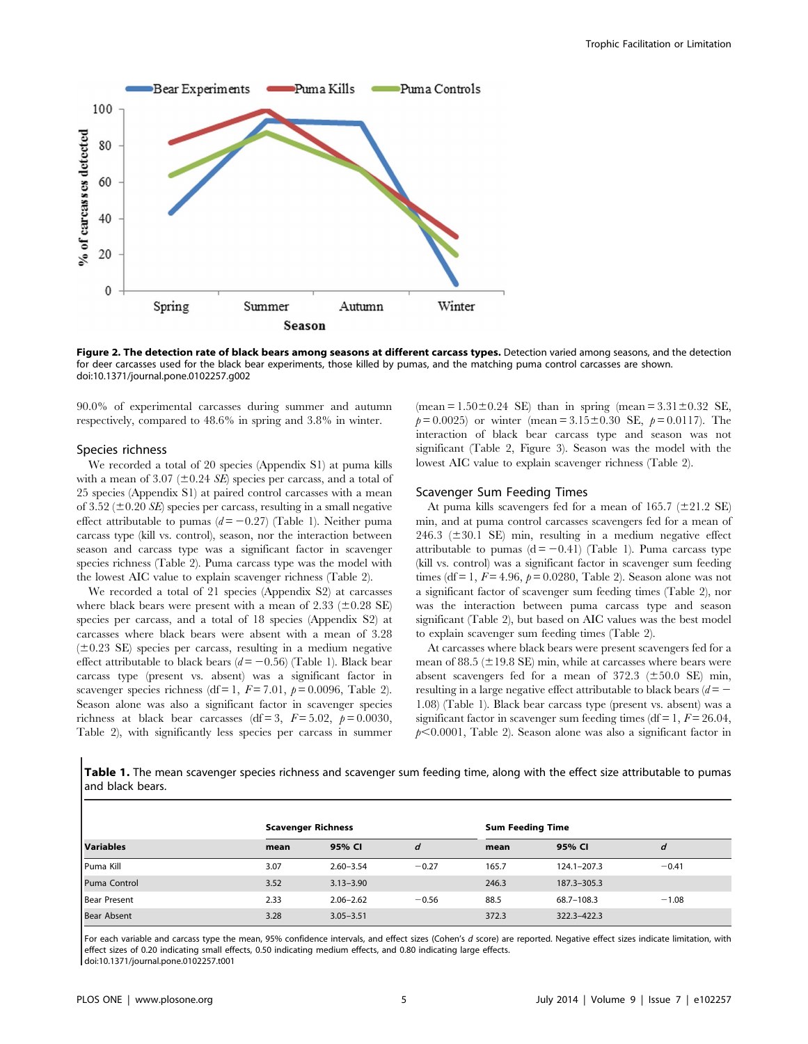**Figure 2. The detection rate of black bears among seasons at different carcass types.** Detection varied among seasons, and the detection for deer carcasses used for the black bear experiments, those killed by pumas, and the matching puma control carcasses are shown. doi:10.1371/journal.pone.0102257.g002

90.0% of experimental carcasses during summer and autumn respectively, compared to 48.6% in spring and 3.8% in winter.

## Species richness

We recorded a total of 20 species (Appendix S1) at puma kills with a mean of 3.07 (±0.24 *SE*) species per carcass, and a total of 25 species (Appendix S1) at paired control carcasses with a mean of 3.52 (±0.20 *SE*) species per carcass, resulting in a small negative effect attributable to pumas ($d = -0.27$) (Table 1). Neither puma carcass type (kill vs. control), season, nor the interaction between season and carcass type was a significant factor in scavenger species richness (Table 2). Puma carcass type was the model with the lowest AIC value to explain scavenger richness (Table 2).

We recorded a total of 21 species (Appendix S2) at carcasses where black bears were present with a mean of 2.33 (±0.28 SE) species per carcass, and a total of 18 species (Appendix S2) at carcasses where black bears were absent with a mean of 3.28 (±0.23 SE) species per carcass, resulting in a medium negative effect attributable to black bears ($d = -0.56$) (Table 1). Black bear carcass type (present vs. absent) was a significant factor in scavenger species richness (df = 1, $F = 7.01$, $p = 0.0096$, Table 2). Season alone was also a significant factor in scavenger species richness at black bear carcasses (df = 3, $F = 5.02$, $p = 0.0030$, Table 2), with significantly less species per carcass in summer (mean = 1.50±0.24 SE) than in spring (mean = 3.31±0.32 SE, $p = 0.0025$) or winter (mean = 3.15±0.30 SE, $p = 0.0117$). The interaction of black bear carcass type and season was not significant (Table 2, Figure 3). Season was the model with the lowest AIC value to explain scavenger richness (Table 2).

## Scavenger Sum Feeding Times

At puma kills scavengers fed for a mean of 165.7 (±21.2 SE) min, and at puma control carcasses scavengers fed for a mean of 246.3 (±30.1 SE) min, resulting in a medium negative effect attributable to pumas ($d = -0.41$) (Table 1). Puma carcass type (kill vs. control) was a significant factor in scavenger sum feeding times (df = 1, $F = 4.96$, $p = 0.0280$, Table 2). Season alone was not a significant factor of scavenger sum feeding times (Table 2), nor was the interaction between puma carcass type and season significant (Table 2), but based on AIC values was the best model to explain scavenger sum feeding times (Table 2).

At carcasses where black bears were present scavengers fed for a mean of 88.5 (±19.8 SE) min, while at carcasses where bears were absent scavengers fed for a mean of 372.3 (±50.0 SE) min, resulting in a large negative effect attributable to black bears ($d = -1.08$) (Table 1). Black bear carcass type (present vs. absent) was a significant factor in scavenger sum feeding times (df = 1, $F = 26.04$, $p < 0.0001$, Table 2). Season alone was also a significant factor in

**Table 1.** The mean scavenger species richness and scavenger sum feeding time, along with the effect size attributable to pumas and black bears.

| | Scavenger Richness | | | Sum Feeding Time | | |
|---|---|---|---|---|---|---|
| **Variables** | **mean** | **95% CI** | ***d*** | **mean** | **95% CI** | ***d*** |
| Puma Kill | 3.07 | 2.60–3.54 | −0.27 | 165.7 | 124.1–207.3 | −0.41 |
| Puma Control | 3.52 | 3.13–3.90 | | 246.3 | 187.3–305.3 | |
| Bear Present | 2.33 | 2.06–2.62 | −0.56 | 88.5 | 68.7–108.3 | −1.08 |
| Bear Absent | 3.28 | 3.05–3.51 | | 372.3 | 322.3–422.3 | |

For each variable and carcass type the mean, 95% confidence intervals, and effect sizes (Cohen's *d* score) are reported. Negative effect sizes indicate limitation, with effect sizes of 0.20 indicating small effects, 0.50 indicating medium effects, and 0.80 indicating large effects.
doi:10.1371/journal.pone.0102257.t001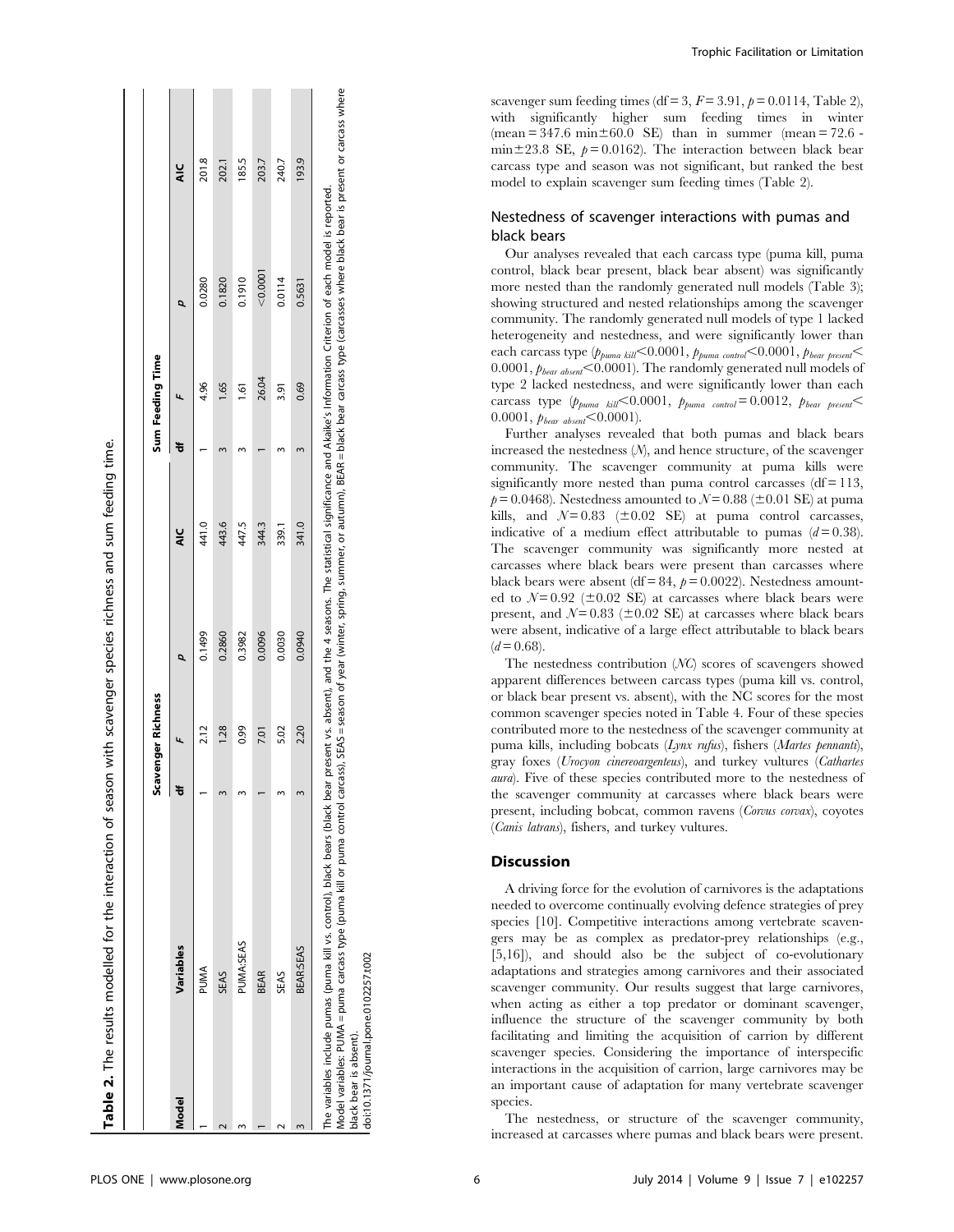**Table 2.** The results modelled for the interaction of season with scavenger species richness and sum feeding time.

| Model | Variables | Scavenger Richness | | | | Sum Feeding Time | | | |
|---|---|---|---|---|---|---|---|---|---|
| | | df | F | p | AIC | df | F | p | AIC |
| 1 | PUMA | 1 | 2.12 | 0.1499 | 441.0 | 1 | 4.96 | 0.0280 | 201.8 |
| 2 | SEAS | 3 | 1.28 | 0.2860 | 443.6 | 3 | 1.65 | 0.1820 | 202.1 |
| 3 | PUMA:SEAS | 3 | 0.99 | 0.3982 | 447.5 | 3 | 1.61 | 0.1910 | 185.5 |
| 1 | BEAR | 1 | 7.01 | 0.0096 | 344.3 | 1 | 26.04 | <0.0001 | 203.7 |
| 2 | SEAS | 3 | 5.02 | 0.0030 | 339.1 | 3 | 3.91 | 0.0114 | 240.7 |
| 3 | BEAR:SEAS | 3 | 2.20 | 0.0940 | 341.0 | 3 | 0.69 | 0.5631 | 193.9 |

The variables include pumas (puma kill vs. control), black bears (black bear present vs. absent), and the 4 seasons. The statistical significance and Akaike's Information Criterion of each model is reported.
Model variables: PUMA = puma carcass type (puma kill or puma control carcass), SEAS = season of year (winter, spring, summer, or autumn), BEAR = black bear carcass type (carcasses where black bear is present or carcass where black bear is absent).
doi:10.1371/journal.pone.0102257.t002

scavenger sum feeding times (df = 3, $F = 3.91$, $p = 0.0114$, Table 2), with significantly higher sum feeding times in winter (mean = 347.6 min ± 60.0 SE) than in summer (mean = 72.6 - min ± 23.8 SE, $p = 0.0162$). The interaction between black bear carcass type and season was not significant, but ranked the best model to explain scavenger sum feeding times (Table 2).

## Nestedness of scavenger interactions with pumas and black bears

Our analyses revealed that each carcass type (puma kill, puma control, black bear present, black bear absent) was significantly more nested than the randomly generated null models (Table 3); showing structured and nested relationships among the scavenger community. The randomly generated null models of type 1 lacked heterogeneity and nestedness, and were significantly lower than each carcass type ($p_{puma\ kill} < 0.0001$, $p_{puma\ control} < 0.0001$, $p_{bear\ present} < 0.0001$, $p_{bear\ absent} < 0.0001$). The randomly generated null models of type 2 lacked nestedness, and were significantly lower than each carcass type ($p_{puma\ kill} < 0.0001$, $p_{puma\ control} = 0.0012$, $p_{bear\ present} < 0.0001$, $p_{bear\ absent} < 0.0001$).

Further analyses revealed that both pumas and black bears increased the nestedness ($N$), and hence structure, of the scavenger community. The scavenger community at puma kills were significantly more nested than puma control carcasses (df = 113, $p = 0.0468$). Nestedness amounted to $N = 0.88$ (±0.01 SE) at puma kills, and $N = 0.83$ (±0.02 SE) at puma control carcasses, indicative of a medium effect attributable to pumas ($d = 0.38$). The scavenger community was significantly more nested at carcasses where black bears were present than carcasses where black bears were absent (df = 84, $p = 0.0022$). Nestedness amounted to $N = 0.92$ (±0.02 SE) at carcasses where black bears were present, and $N = 0.83$ (±0.02 SE) at carcasses where black bears were absent, indicative of a large effect attributable to black bears ($d = 0.68$).

The nestedness contribution ($NC$) scores of scavengers showed apparent differences between carcass types (puma kill vs. control, or black bear present vs. absent), with the NC scores for the most common scavenger species noted in Table 4. Four of these species contributed more to the nestedness of the scavenger community at puma kills, including bobcats (*Lynx rufus*), fishers (*Martes pennanti*), gray foxes (*Urocyon cinereoargenteus*), and turkey vultures (*Cathartes aura*). Five of these species contributed more to the nestedness of the scavenger community at carcasses where black bears were present, including bobcat, common ravens (*Corvus corvax*), coyotes (*Canis latrans*), fishers, and turkey vultures.

## Discussion

A driving force for the evolution of carnivores is the adaptations needed to overcome continually evolving defence strategies of prey species [10]. Competitive interactions among vertebrate scavengers may be as complex as predator-prey relationships (e.g., [5,16]), and should also be the subject of co-evolutionary adaptations and strategies among carnivores and their associated scavenger community. Our results suggest that large carnivores, when acting as either a top predator or dominant scavenger, influence the structure of the scavenger community by both facilitating and limiting the acquisition of carrion by different scavenger species. Considering the importance of interspecific interactions in the acquisition of carrion, large carnivores may be an important cause of adaptation for many vertebrate scavenger species.

The nestedness, or structure of the scavenger community, increased at carcasses where pumas and black bears were present.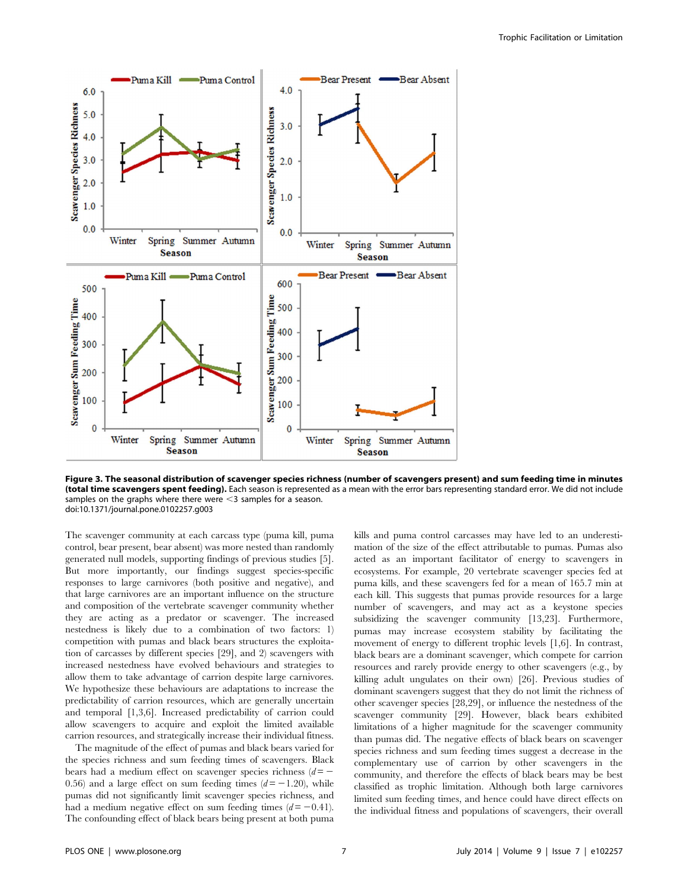**Figure 3. The seasonal distribution of scavenger species richness (number of scavengers present) and sum feeding time in minutes (total time scavengers spent feeding).** Each season is represented as a mean with the error bars representing standard error. We did not include samples on the graphs where there were <3 samples for a season.
doi:10.1371/journal.pone.0102257.g003

The scavenger community at each carcass type (puma kill, puma control, bear present, bear absent) was more nested than randomly generated null models, supporting findings of previous studies [5]. But more importantly, our findings suggest species-specific responses to large carnivores (both positive and negative), and that large carnivores are an important influence on the structure and composition of the vertebrate scavenger community whether they are acting as a predator or scavenger. The increased nestedness is likely due to a combination of two factors: 1) competition with pumas and black bears structures the exploitation of carcasses by different species [29], and 2) scavengers with increased nestedness have evolved behaviours and strategies to allow them to take advantage of carrion despite large carnivores. We hypothesize these behaviours are adaptations to increase the predictability of carrion resources, which are generally uncertain and temporal [1,3,6]. Increased predictability of carrion could allow scavengers to acquire and exploit the limited available carrion resources, and strategically increase their individual fitness.

The magnitude of the effect of pumas and black bears varied for the species richness and sum feeding times of scavengers. Black bears had a medium effect on scavenger species richness ($d = -0.56$) and a large effect on sum feeding times ($d = -1.20$), while pumas did not significantly limit scavenger species richness, and had a medium negative effect on sum feeding times ($d = -0.41$). The confounding effect of black bears being present at both puma kills and puma control carcasses may have led to an underestimation of the size of the effect attributable to pumas. Pumas also acted as an important facilitator of energy to scavengers in ecosystems. For example, 20 vertebrate scavenger species fed at puma kills, and these scavengers fed for a mean of 165.7 min at each kill. This suggests that pumas provide resources for a large number of scavengers, and may act as a keystone species subsidizing the scavenger community [13,23]. Furthermore, pumas may increase ecosystem stability by facilitating the movement of energy to different trophic levels [1,6]. In contrast, black bears are a dominant scavenger, which compete for carrion resources and rarely provide energy to other scavengers (e.g., by killing adult ungulates on their own) [26]. Previous studies of dominant scavengers suggest that they do not limit the richness of other scavenger species [28,29], or influence the nestedness of the scavenger community [29]. However, black bears exhibited limitations of a higher magnitude for the scavenger community than pumas did. The negative effects of black bears on scavenger species richness and sum feeding times suggest a decrease in the complementary use of carrion by other scavengers in the community, and therefore the effects of black bears may be best classified as trophic limitation. Although both large carnivores limited sum feeding times, and hence could have direct effects on the individual fitness and populations of scavengers, their overall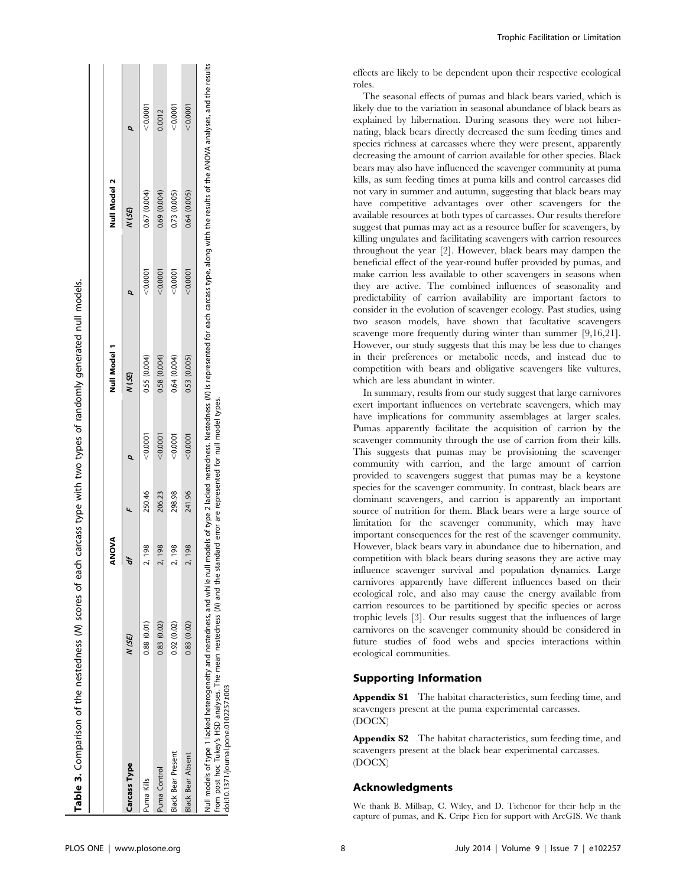**Table 3.** Comparison of the nestedness (*N*) scores of each carcass type with two types of randomly generated null models.

| | ANOVA | | | | Null Model 1 | | Null Model 2 | |
|---|---|---|---|---|---|---|---|---|
| Carcass Type | *N* (*SE*) | *df* | *F* | *p* | *N* (*SE*) | *p* | *N* (*SE*) | *p* |
| Puma Kills | 0.88 (0.01) | 2, 198 | 250.46 | <0.0001 | 0.55 (0.004) | <0.0001 | 0.67 (0.004) | <0.0001 |
| Puma Control | 0.83 (0.02) | 2, 198 | 206.23 | <0.0001 | 0.58 (0.004) | <0.0001 | 0.69 (0.004) | 0.0012 |
| Black Bear Present | 0.92 (0.02) | 2, 198 | 298.98 | <0.0001 | 0.64 (0.004) | <0.0001 | 0.73 (0.005) | <0.0001 |
| Black Bear Absent | 0.83 (0.02) | 2, 198 | 241.96 | <0.0001 | 0.53 (0.005) | <0.0001 | 0.64 (0.005) | <0.0001 |

Null models of type 1 lacked heterogeneity and nestedness, and while null models of type 2 lacked nestedness. Nestedness (*N*) is represented for each carcass type, along with the results of the ANOVA analyses, and the results from post hoc Tukey's HSD analyses. The mean nestedness (*N*) and the standard error are represented for null model types.
doi:10.1371/journal.pone.0102257.t003

effects are likely to be dependent upon their respective ecological roles.

The seasonal effects of pumas and black bears varied, which is likely due to the variation in seasonal abundance of black bears as explained by hibernation. During seasons they were not hibernating, black bears directly decreased the sum feeding times and species richness at carcasses where they were present, apparently decreasing the amount of carrion available for other species. Black bears may also have influenced the scavenger community at puma kills, as sum feeding times at puma kills and control carcasses did not vary in summer and autumn, suggesting that black bears may have competitive advantages over other scavengers for the available resources at both types of carcasses. Our results therefore suggest that pumas may act as a resource buffer for scavengers, by killing ungulates and facilitating scavengers with carrion resources throughout the year [2]. However, black bears may dampen the beneficial effect of the year-round buffer provided by pumas, and make carrion less available to other scavengers in seasons when they are active. The combined influences of seasonality and predictability of carrion availability are important factors to consider in the evolution of scavenger ecology. Past studies, using two season models, have shown that facultative scavengers scavenge more frequently during winter than summer [9,16,21]. However, our study suggests that this may be less due to changes in their preferences or metabolic needs, and instead due to competition with bears and obligative scavengers like vultures, which are less abundant in winter.

In summary, results from our study suggest that large carnivores exert important influences on vertebrate scavengers, which may have implications for community assemblages at larger scales. Pumas apparently facilitate the acquisition of carrion by the scavenger community through the use of carrion from their kills. This suggests that pumas may be provisioning the scavenger community with carrion, and the large amount of carrion provided to scavengers suggest that pumas may be a keystone species for the scavenger community. In contrast, black bears are dominant scavengers, and carrion is apparently an important source of nutrition for them. Black bears were a large source of limitation for the scavenger community, which may have important consequences for the rest of the scavenger community. However, black bears vary in abundance due to hibernation, and competition with black bears during seasons they are active may influence scavenger survival and population dynamics. Large carnivores apparently have different influences based on their ecological role, and also may cause the energy available from carrion resources to be partitioned by specific species or across trophic levels [3]. Our results suggest that the influences of large carnivores on the scavenger community should be considered in future studies of food webs and species interactions within ecological communities.

## Supporting Information

**Appendix S1** The habitat characteristics, sum feeding time, and scavengers present at the puma experimental carcasses.
(DOCX)

**Appendix S2** The habitat characteristics, sum feeding time, and scavengers present at the black bear experimental carcasses.
(DOCX)

## Acknowledgments

We thank B. Millsap, C. Wiley, and D. Tichenor for their help in the capture of pumas, and K. Cripe Fien for support with ArcGIS. We thank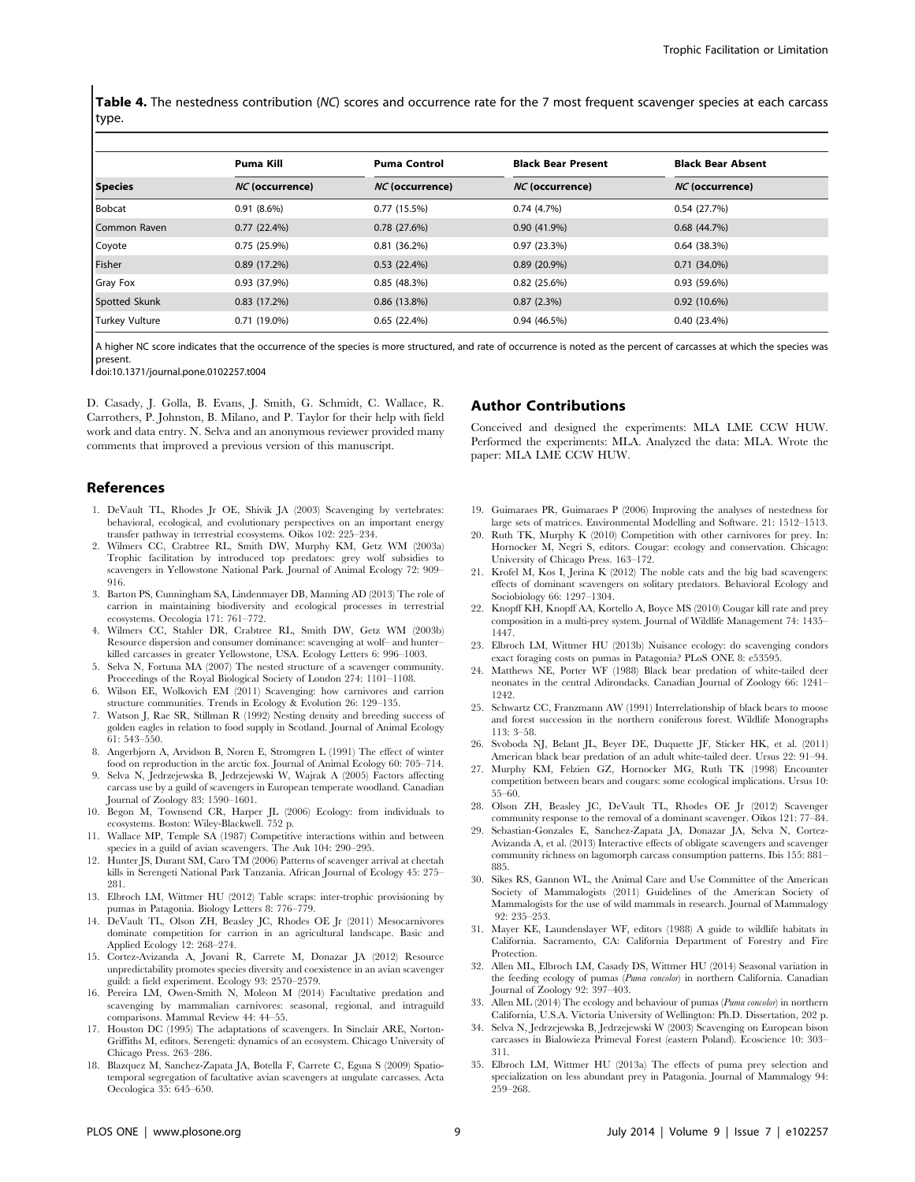**Table 4.** The nestedness contribution (*NC*) scores and occurrence rate for the 7 most frequent scavenger species at each carcass type.

| | Puma Kill | Puma Control | Black Bear Present | Black Bear Absent |
|---|---|---|---|---|
| **Species** | *NC* (occurrence) | *NC* (occurrence) | *NC* (occurrence) | *NC* (occurrence) |
| Bobcat | 0.91 (8.6%) | 0.77 (15.5%) | 0.74 (4.7%) | 0.54 (27.7%) |
| Common Raven | 0.77 (22.4%) | 0.78 (27.6%) | 0.90 (41.9%) | 0.68 (44.7%) |
| Coyote | 0.75 (25.9%) | 0.81 (36.2%) | 0.97 (23.3%) | 0.64 (38.3%) |
| Fisher | 0.89 (17.2%) | 0.53 (22.4%) | 0.89 (20.9%) | 0.71 (34.0%) |
| Gray Fox | 0.93 (37.9%) | 0.85 (48.3%) | 0.82 (25.6%) | 0.93 (59.6%) |
| Spotted Skunk | 0.83 (17.2%) | 0.86 (13.8%) | 0.87 (2.3%) | 0.92 (10.6%) |
| Turkey Vulture | 0.71 (19.0%) | 0.65 (22.4%) | 0.94 (46.5%) | 0.40 (23.4%) |

A higher NC score indicates that the occurrence of the species is more structured, and rate of occurrence is noted as the percent of carcasses at which the species was present.

doi:10.1371/journal.pone.0102257.t004

D. Casady, J. Golla, B. Evans, J. Smith, G. Schmidt, C. Wallace, R. Carrothers, P. Johnston, B. Milano, and P. Taylor for their help with field work and data entry. N. Selva and an anonymous reviewer provided many comments that improved a previous version of this manuscript.

## Author Contributions

Conceived and designed the experiments: MLA LME CCW HUW. Performed the experiments: MLA. Analyzed the data: MLA. Wrote the paper: MLA LME CCW HUW.

## References

1. DeVault TL, Rhodes Jr OE, Shivik JA (2003) Scavenging by vertebrates: behavioral, ecological, and evolutionary perspectives on an important energy transfer pathway in terrestrial ecosystems. Oikos 102: 225–234.
2. Wilmers CC, Crabtree RL, Smith DW, Murphy KM, Getz WM (2003a) Trophic facilitation by introduced top predators: grey wolf subsidies to scavengers in Yellowstone National Park. Journal of Animal Ecology 72: 909–916.
3. Barton PS, Cunningham SA, Lindenmayer DB, Manning AD (2013) The role of carrion in maintaining biodiversity and ecological processes in terrestrial ecosystems. Oecologia 171: 761–772.
4. Wilmers CC, Stahler DR, Crabtree RL, Smith DW, Getz WM (2003b) Resource dispersion and consumer dominance: scavenging at wolf– and hunter–killed carcasses in greater Yellowstone, USA. Ecology Letters 6: 996–1003.
5. Selva N, Fortuna MA (2007) The nested structure of a scavenger community. Proceedings of the Royal Biological Society of London 274: 1101–1108.
6. Wilson EE, Wolkovich EM (2011) Scavenging: how carnivores and carrion structure communities. Trends in Ecology & Evolution 26: 129–135.
7. Watson J, Rae SR, Stillman R (1992) Nesting density and breeding success of golden eagles in relation to food supply in Scotland. Journal of Animal Ecology 61: 543–550.
8. Angerbjorn A, Arvidson B, Noren E, Stromgren L (1991) The effect of winter food on reproduction in the arctic fox. Journal of Animal Ecology 60: 705–714.
9. Selva N, Jedrzejewska B, Jedrzejewski W, Wajrak A (2005) Factors affecting carcass use by a guild of scavengers in European temperate woodland. Canadian Journal of Zoology 83: 1590–1601.
10. Begon M, Townsend CR, Harper JL (2006) Ecology: from individuals to ecosystems. Boston: Wiley-Blackwell. 752 p.
11. Wallace MP, Temple SA (1987) Competitive interactions within and between species in a guild of avian scavengers. The Auk 104: 290–295.
12. Hunter JS, Durant SM, Caro TM (2006) Patterns of scavenger arrival at cheetah kills in Serengeti National Park Tanzania. African Journal of Ecology 45: 275–281.
13. Elbroch LM, Wittmer HU (2012) Table scraps: inter-trophic provisioning by pumas in Patagonia. Biology Letters 8: 776–779.
14. DeVault TL, Olson ZH, Beasley JC, Rhodes OE Jr (2011) Mesocarnivores dominate competition for carrion in an agricultural landscape. Basic and Applied Ecology 12: 268–274.
15. Cortez-Avizanda A, Jovani R, Carrete M, Donazar JA (2012) Resource unpredictability promotes species diversity and coexistence in an avian scavenger guild: a field experiment. Ecology 93: 2570–2579.
16. Pereira LM, Owen-Smith N, Moleon M (2014) Facultative predation and scavenging by mammalian carnivores: seasonal, regional, and intraguild comparisons. Mammal Review 44: 44–55.
17. Houston DC (1995) The adaptations of scavengers. In Sinclair ARE, Norton-Griffiths M, editors. Serengeti: dynamics of an ecosystem. Chicago University of Chicago Press. 263–286.
18. Blazquez M, Sanchez-Zapata JA, Botella F, Carrete C, Egua S (2009) Spatio-temporal segregation of facultative avian scavengers at ungulate carcasses. Acta Oecologica 35: 645–650.
19. Guimaraes PR, Guimaraes P (2006) Improving the analyses of nestedness for large sets of matrices. Environmental Modelling and Software. 21: 1512–1513.
20. Ruth TK, Murphy K (2010) Competition with other carnivores for prey. In: Hornocker M, Negri S, editors. Cougar: ecology and conservation. Chicago: University of Chicago Press. 163–172.
21. Krofel M, Kos I, Jerina K (2012) The noble cats and the big bad scavengers: effects of dominant scavengers on solitary predators. Behavioral Ecology and Sociobiology 66: 1297–1304.
22. Knopff KH, Knopff AA, Kortello A, Boyce MS (2010) Cougar kill rate and prey composition in a multi-prey system. Journal of Wildlife Management 74: 1435–1447.
23. Elbroch LM, Wittmer HU (2013b) Nuisance ecology: do scavenging condors exact foraging costs on pumas in Patagonia? PLoS ONE 8: e53595.
24. Matthews NE, Porter WF (1988) Black bear predation of white-tailed deer neonates in the central Adirondacks. Canadian Journal of Zoology 66: 1241–1242.
25. Schwartz CC, Franzmann AW (1991) Interrelationship of black bears to moose and forest succession in the northern coniferous forest. Wildlife Monographs 113: 3–58.
26. Svoboda NJ, Belant JL, Beyer DE, Duquette JF, Sticker HK, et al. (2011) American black bear predation of an adult white-tailed deer. Ursus 22: 91–94.
27. Murphy KM, Felzien GZ, Hornocker MG, Ruth TK (1998) Encounter competition between bears and cougars: some ecological implications. Ursus 10: 55–60.
28. Olson ZH, Beasley JC, DeVault TL, Rhodes OE Jr (2012) Scavenger community response to the removal of a dominant scavenger. Oikos 121: 77–84.
29. Sebastian-Gonzales E, Sanchez-Zapata JA, Donazar JA, Selva N, Cortez-Avizanda A, et al. (2013) Interactive effects of obligate scavengers and scavenger community richness on lagomorph carcass consumption patterns. Ibis 155: 881–885.
30. Sikes RS, Gannon WL, the Animal Care and Use Committee of the American Society of Mammalogists (2011) Guidelines of the American Society of Mammalogists for the use of wild mammals in research. Journal of Mammalogy 92: 235–253.
31. Mayer KE, Laundenslayer WF, editors (1988) A guide to wildlife habitats in California. Sacramento, CA: California Department of Forestry and Fire Protection.
32. Allen ML, Elbroch LM, Casady DS, Wittmer HU (2014) Seasonal variation in the feeding ecology of pumas (*Puma concolor*) in northern California. Canadian Journal of Zoology 92: 397–403.
33. Allen ML (2014) The ecology and behaviour of pumas (*Puma concolor*) in northern California, U.S.A. Victoria University of Wellington: Ph.D. Dissertation, 202 p.
34. Selva N, Jedrzejewska B, Jedrzejewski W (2003) Scavenging on European bison carcasses in Bialowieza Primeval Forest (eastern Poland). Ecoscience 10: 303–311.
35. Elbroch LM, Wittmer HU (2013a) The effects of puma prey selection and specialization on less abundant prey in Patagonia. Journal of Mammalogy 94: 259–268.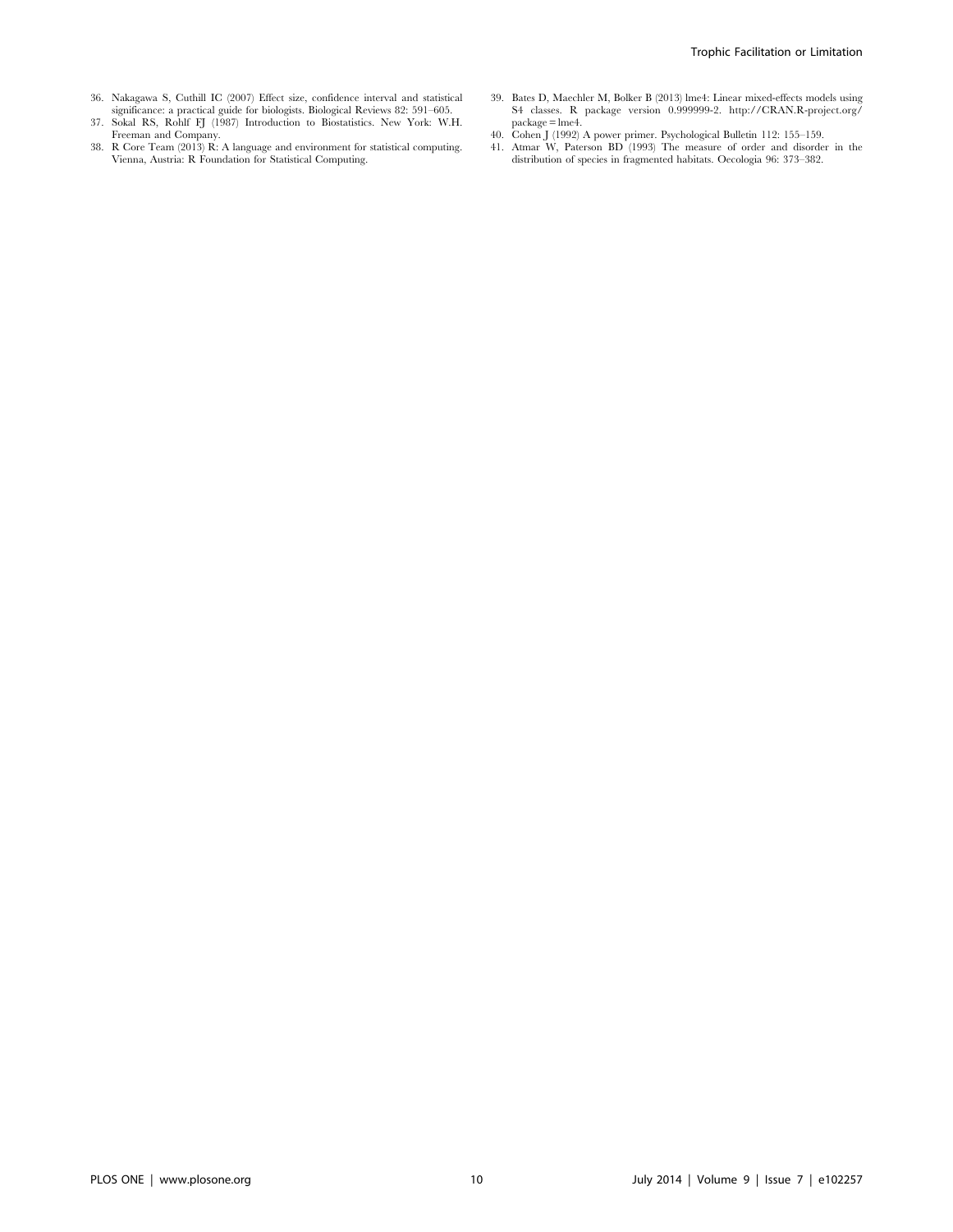36. Nakagawa S, Cuthill IC (2007) Effect size, confidence interval and statistical significance: a practical guide for biologists. Biological Reviews 82: 591–605.
37. Sokal RS, Rohlf FJ (1987) Introduction to Biostatistics. New York: W.H. Freeman and Company.
38. R Core Team (2013) R: A language and environment for statistical computing. Vienna, Austria: R Foundation for Statistical Computing.
39. Bates D, Maechler M, Bolker B (2013) lme4: Linear mixed-effects models using S4 classes. R package version 0.999999-2. http://CRAN.R-project.org/package=lme4.
40. Cohen J (1992) A power primer. Psychological Bulletin 112: 155–159.
41. Atmar W, Paterson BD (1993) The measure of order and disorder in the distribution of species in fragmented habitats. Oecologia 96: 373–382.